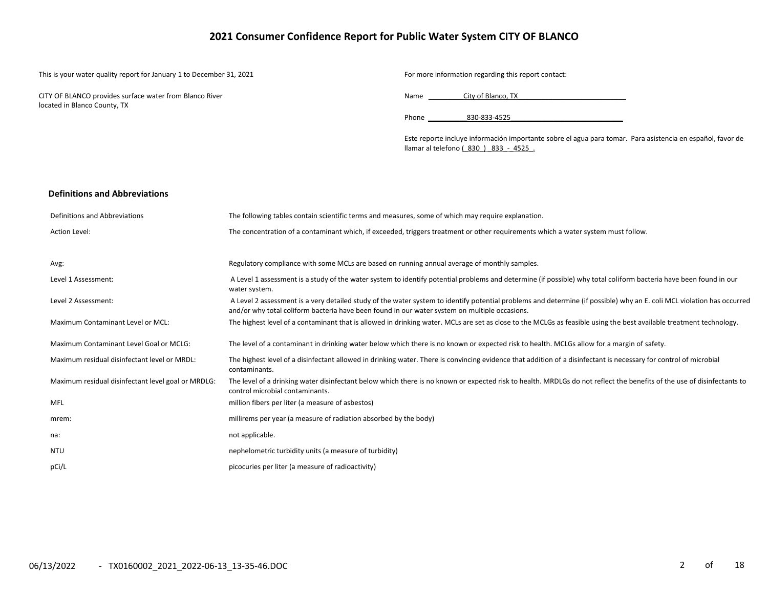# 2021 Consumer Confidence Report for Public Water System CITY OF BLANCO

This is your water quality report for January 1 to December 31, 2021

CITY OF BLANCO provides surface water from Blanco River located in Blanco County, TX

For more information regarding this report contact:

Name City of Blanco, TX

Phone 830-833-4525

Este reporte incluye información importante sobre el agua para tomar. Para asistencia en español, favor de llamar al telefono ( 830 ) 833 - 4525 .

## Definitions and Abbreviations

| | |
|---|---|
| Definitions and Abbreviations | The following tables contain scientific terms and measures, some of which may require explanation. |
| Action Level: | The concentration of a contaminant which, if exceeded, triggers treatment or other requirements which a water system must follow. |
| Avg: | Regulatory compliance with some MCLs are based on running annual average of monthly samples. |
| Level 1 Assessment: | A Level 1 assessment is a study of the water system to identify potential problems and determine (if possible) why total coliform bacteria have been found in our water system. |
| Level 2 Assessment: | A Level 2 assessment is a very detailed study of the water system to identify potential problems and determine (if possible) why an E. coli MCL violation has occurred and/or why total coliform bacteria have been found in our water system on multiple occasions. |
| Maximum Contaminant Level or MCL: | The highest level of a contaminant that is allowed in drinking water. MCLs are set as close to the MCLGs as feasible using the best available treatment technology. |
| Maximum Contaminant Level Goal or MCLG: | The level of a contaminant in drinking water below which there is no known or expected risk to health. MCLGs allow for a margin of safety. |
| Maximum residual disinfectant level or MRDL: | The highest level of a disinfectant allowed in drinking water. There is convincing evidence that addition of a disinfectant is necessary for control of microbial contaminants. |
| Maximum residual disinfectant level goal or MRDLG: | The level of a drinking water disinfectant below which there is no known or expected risk to health. MRDLGs do not reflect the benefits of the use of disinfectants to control microbial contaminants. |
| MFL | million fibers per liter (a measure of asbestos) |
| mrem: | millirems per year (a measure of radiation absorbed by the body) |
| na: | not applicable. |
| NTU | nephelometric turbidity units (a measure of turbidity) |
| pCi/L | picocuries per liter (a measure of radioactivity) |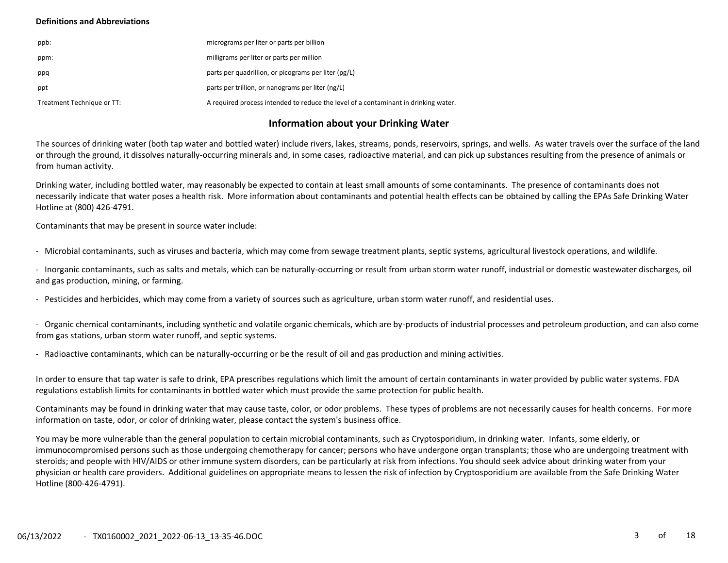**Definitions and Abbreviations**

| | |
|---|---|
| ppb: | micrograms per liter or parts per billion |
| ppm: | milligrams per liter or parts per million |
| ppq | parts per quadrillion, or picograms per liter (pg/L) |
| ppt | parts per trillion, or nanograms per liter (ng/L) |
| Treatment Technique or TT: | A required process intended to reduce the level of a contaminant in drinking water. |

## Information about your Drinking Water

The sources of drinking water (both tap water and bottled water) include rivers, lakes, streams, ponds, reservoirs, springs, and wells. As water travels over the surface of the land or through the ground, it dissolves naturally-occurring minerals and, in some cases, radioactive material, and can pick up substances resulting from the presence of animals or from human activity.

Drinking water, including bottled water, may reasonably be expected to contain at least small amounts of some contaminants. The presence of contaminants does not necessarily indicate that water poses a health risk. More information about contaminants and potential health effects can be obtained by calling the EPAs Safe Drinking Water Hotline at (800) 426-4791.

Contaminants that may be present in source water include:

- Microbial contaminants, such as viruses and bacteria, which may come from sewage treatment plants, septic systems, agricultural livestock operations, and wildlife.
- Inorganic contaminants, such as salts and metals, which can be naturally-occurring or result from urban storm water runoff, industrial or domestic wastewater discharges, oil and gas production, mining, or farming.
- Pesticides and herbicides, which may come from a variety of sources such as agriculture, urban storm water runoff, and residential uses.
- Organic chemical contaminants, including synthetic and volatile organic chemicals, which are by-products of industrial processes and petroleum production, and can also come from gas stations, urban storm water runoff, and septic systems.
- Radioactive contaminants, which can be naturally-occurring or be the result of oil and gas production and mining activities.

In order to ensure that tap water is safe to drink, EPA prescribes regulations which limit the amount of certain contaminants in water provided by public water systems. FDA regulations establish limits for contaminants in bottled water which must provide the same protection for public health.

Contaminants may be found in drinking water that may cause taste, color, or odor problems. These types of problems are not necessarily causes for health concerns. For more information on taste, odor, or color of drinking water, please contact the system's business office.

You may be more vulnerable than the general population to certain microbial contaminants, such as Cryptosporidium, in drinking water. Infants, some elderly, or immunocompromised persons such as those undergoing chemotherapy for cancer; persons who have undergone organ transplants; those who are undergoing treatment with steroids; and people with HIV/AIDS or other immune system disorders, can be particularly at risk from infections. You should seek advice about drinking water from your physician or health care providers. Additional guidelines on appropriate means to lessen the risk of infection by Cryptosporidium are available from the Safe Drinking Water Hotline (800-426-4791).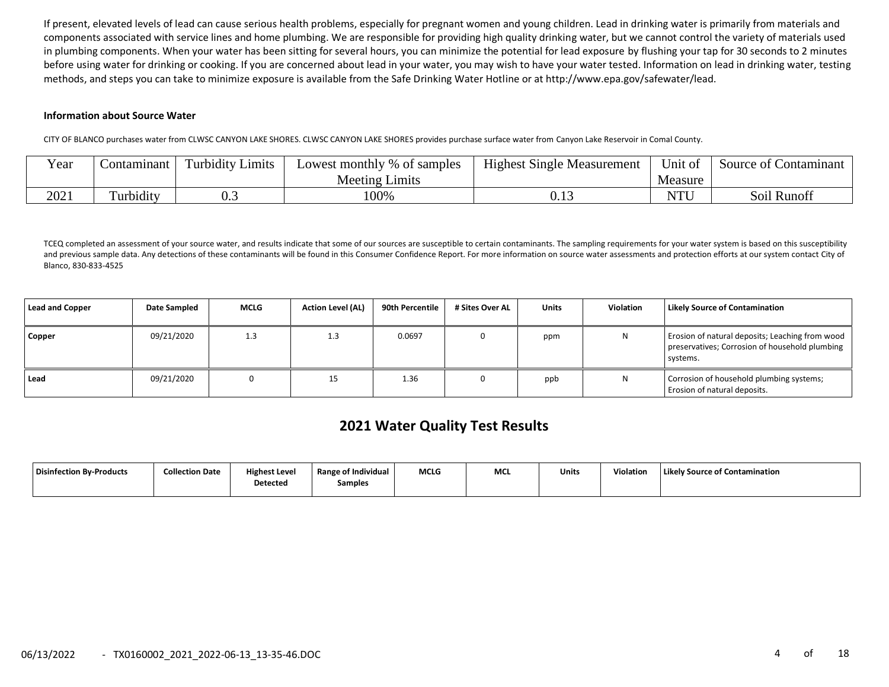If present, elevated levels of lead can cause serious health problems, especially for pregnant women and young children. Lead in drinking water is primarily from materials and components associated with service lines and home plumbing. We are responsible for providing high quality drinking water, but we cannot control the variety of materials used in plumbing components. When your water has been sitting for several hours, you can minimize the potential for lead exposure by flushing your tap for 30 seconds to 2 minutes before using water for drinking or cooking. If you are concerned about lead in your water, you may wish to have your water tested. Information on lead in drinking water, testing methods, and steps you can take to minimize exposure is available from the Safe Drinking Water Hotline or at http://www.epa.gov/safewater/lead.

**Information about Source Water**

CITY OF BLANCO purchases water from CLWSC CANYON LAKE SHORES. CLWSC CANYON LAKE SHORES provides purchase surface water from Canyon Lake Reservoir in Comal County.

| Year | Contaminant | Turbidity Limits | Lowest monthly % of samples Meeting Limits | Highest Single Measurement | Unit of Measure | Source of Contaminant |
|---|---|---|---|---|---|---|
| 2021 | Turbidity | 0.3 | 100% | 0.13 | NTU | Soil Runoff |

TCEQ completed an assessment of your source water, and results indicate that some of our sources are susceptible to certain contaminants. The sampling requirements for your water system is based on this susceptibility and previous sample data. Any detections of these contaminants will be found in this Consumer Confidence Report. For more information on source water assessments and protection efforts at our system contact City of Blanco, 830-833-4525

| Lead and Copper | Date Sampled | MCLG | Action Level (AL) | 90th Percentile | # Sites Over AL | Units | Violation | Likely Source of Contamination |
|---|---|---|---|---|---|---|---|---|
| Copper | 09/21/2020 | 1.3 | 1.3 | 0.0697 | 0 | ppm | N | Erosion of natural deposits; Leaching from wood preservatives; Corrosion of household plumbing systems. |
| Lead | 09/21/2020 | 0 | 15 | 1.36 | 0 | ppb | N | Corrosion of household plumbing systems; Erosion of natural deposits. |

## 2021 Water Quality Test Results

| Disinfection By-Products | Collection Date | Highest Level Detected | Range of Individual Samples | MCLG | MCL | Units | Violation | Likely Source of Contamination |
|---|---|---|---|---|---|---|---|---|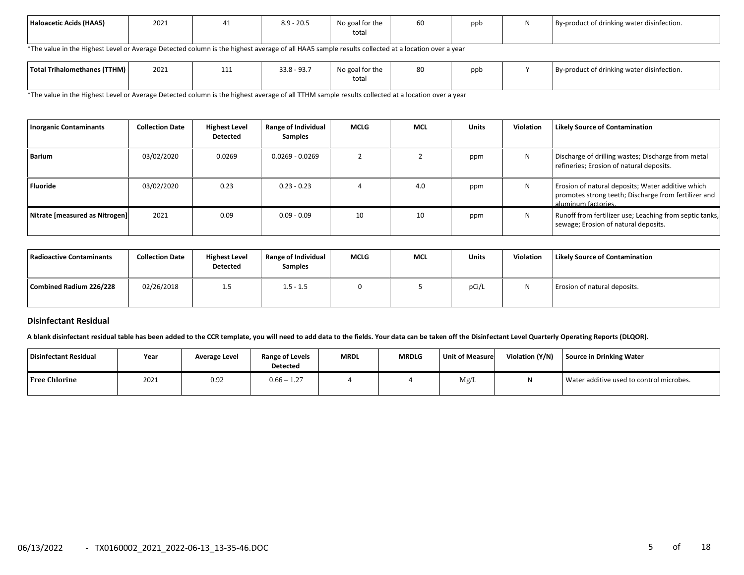| | | | | | | | | |
|---|---|---|---|---|---|---|---|---|
| **Haloacetic Acids (HAA5)** | 2021 | 41 | 8.9 - 20.5 | No goal for the total | 60 | ppb | N | By-product of drinking water disinfection. |

*The value in the Highest Level or Average Detected column is the highest average of all HAA5 sample results collected at a location over a year

| | | | | | | | | |
|---|---|---|---|---|---|---|---|---|
| **Total Trihalomethanes (TTHM)** | 2021 | 111 | 33.8 - 93.7 | No goal for the total | 80 | ppb | Y | By-product of drinking water disinfection. |

*The value in the Highest Level or Average Detected column is the highest average of all TTHM sample results collected at a location over a year

| Inorganic Contaminants | Collection Date | Highest Level Detected | Range of Individual Samples | MCLG | MCL | Units | Violation | Likely Source of Contamination |
|---|---|---|---|---|---|---|---|---|
| **Barium** | 03/02/2020 | 0.0269 | 0.0269 - 0.0269 | 2 | 2 | ppm | N | Discharge of drilling wastes; Discharge from metal refineries; Erosion of natural deposits. |
| **Fluoride** | 03/02/2020 | 0.23 | 0.23 - 0.23 | 4 | 4.0 | ppm | N | Erosion of natural deposits; Water additive which promotes strong teeth; Discharge from fertilizer and aluminum factories. |
| **Nitrate [measured as Nitrogen]** | 2021 | 0.09 | 0.09 - 0.09 | 10 | 10 | ppm | N | Runoff from fertilizer use; Leaching from septic tanks, sewage; Erosion of natural deposits. |

| Radioactive Contaminants | Collection Date | Highest Level Detected | Range of Individual Samples | MCLG | MCL | Units | Violation | Likely Source of Contamination |
|---|---|---|---|---|---|---|---|---|
| **Combined Radium 226/228** | 02/26/2018 | 1.5 | 1.5 - 1.5 | 0 | 5 | pCi/L | N | Erosion of natural deposits. |

## Disinfectant Residual

**A blank disinfectant residual table has been added to the CCR template, you will need to add data to the fields. Your data can be taken off the Disinfectant Level Quarterly Operating Reports (DLQOR).**

| Disinfectant Residual | Year | Average Level | Range of Levels Detected | MRDL | MRDLG | Unit of Measure | Violation (Y/N) | Source in Drinking Water |
|---|---|---|---|---|---|---|---|---|
| **Free Chlorine** | 2021 | 0.92 | 0.66 – 1.27 | 4 | 4 | Mg/L | N | Water additive used to control microbes. |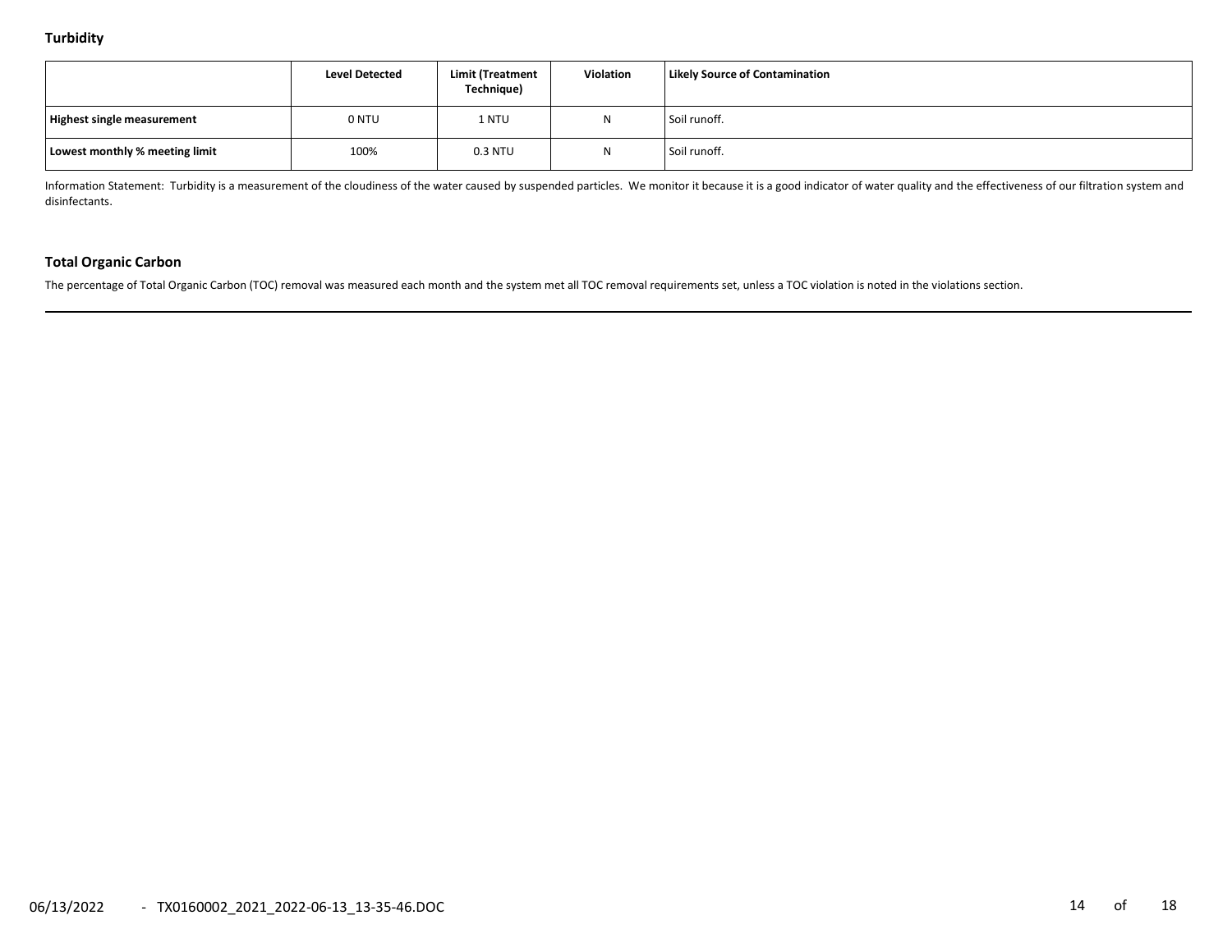## Turbidity

| | Level Detected | Limit (Treatment Technique) | Violation | Likely Source of Contamination |
|---|---|---|---|---|
| **Highest single measurement** | 0 NTU | 1 NTU | N | Soil runoff. |
| **Lowest monthly % meeting limit** | 100% | 0.3 NTU | N | Soil runoff. |

Information Statement: Turbidity is a measurement of the cloudiness of the water caused by suspended particles. We monitor it because it is a good indicator of water quality and the effectiveness of our filtration system and disinfectants.

## Total Organic Carbon

The percentage of Total Organic Carbon (TOC) removal was measured each month and the system met all TOC removal requirements set, unless a TOC violation is noted in the violations section.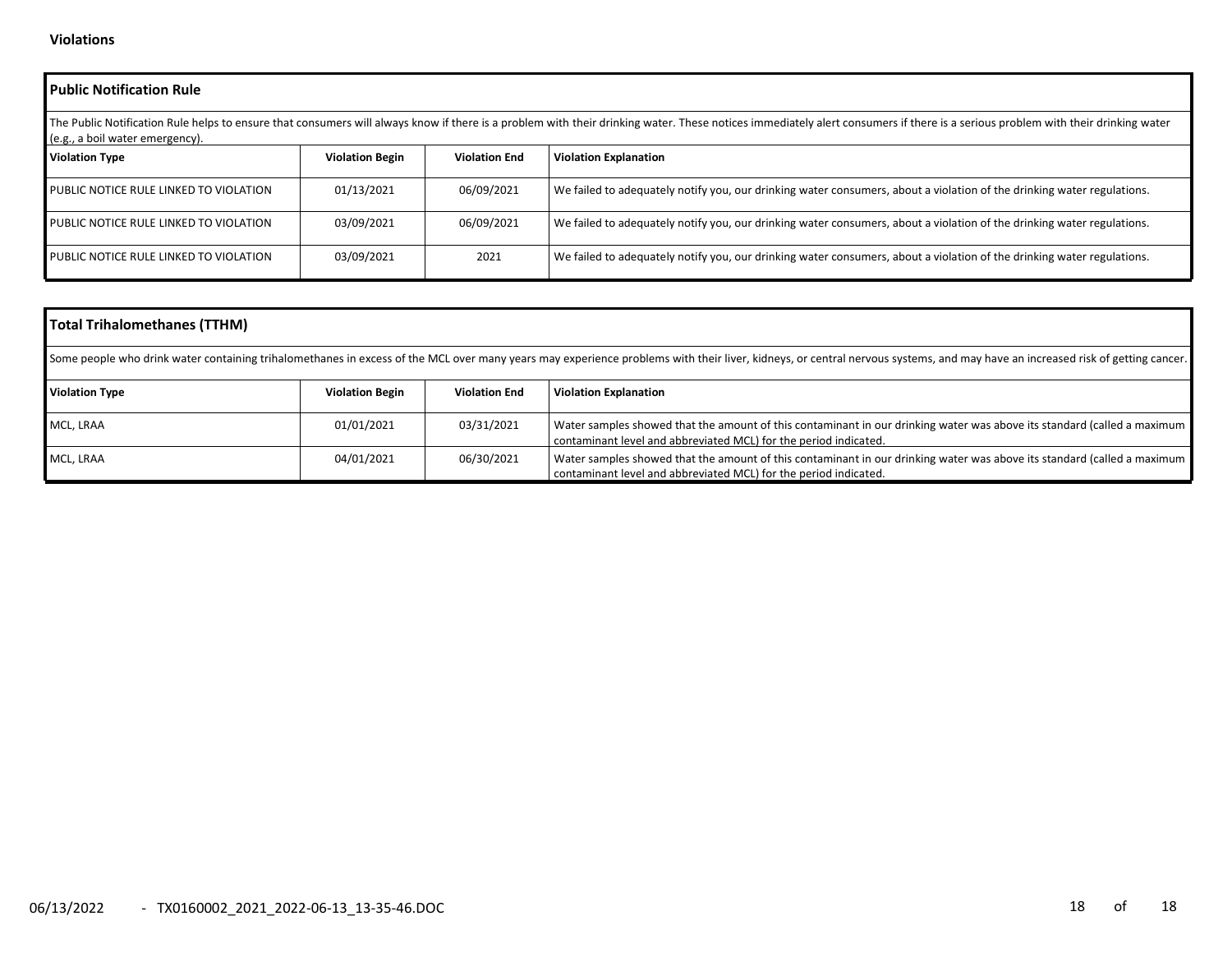**Violations**

## Public Notification Rule

The Public Notification Rule helps to ensure that consumers will always know if there is a problem with their drinking water. These notices immediately alert consumers if there is a serious problem with their drinking water (e.g., a boil water emergency).

| Violation Type | Violation Begin | Violation End | Violation Explanation |
|---|---|---|---|
| PUBLIC NOTICE RULE LINKED TO VIOLATION | 01/13/2021 | 06/09/2021 | We failed to adequately notify you, our drinking water consumers, about a violation of the drinking water regulations. |
| PUBLIC NOTICE RULE LINKED TO VIOLATION | 03/09/2021 | 06/09/2021 | We failed to adequately notify you, our drinking water consumers, about a violation of the drinking water regulations. |
| PUBLIC NOTICE RULE LINKED TO VIOLATION | 03/09/2021 | 2021 | We failed to adequately notify you, our drinking water consumers, about a violation of the drinking water regulations. |

## Total Trihalomethanes (TTHM)

Some people who drink water containing trihalomethanes in excess of the MCL over many years may experience problems with their liver, kidneys, or central nervous systems, and may have an increased risk of getting cancer.

| Violation Type | Violation Begin | Violation End | Violation Explanation |
|---|---|---|---|
| MCL, LRAA | 01/01/2021 | 03/31/2021 | Water samples showed that the amount of this contaminant in our drinking water was above its standard (called a maximum contaminant level and abbreviated MCL) for the period indicated. |
| MCL, LRAA | 04/01/2021 | 06/30/2021 | Water samples showed that the amount of this contaminant in our drinking water was above its standard (called a maximum contaminant level and abbreviated MCL) for the period indicated. |